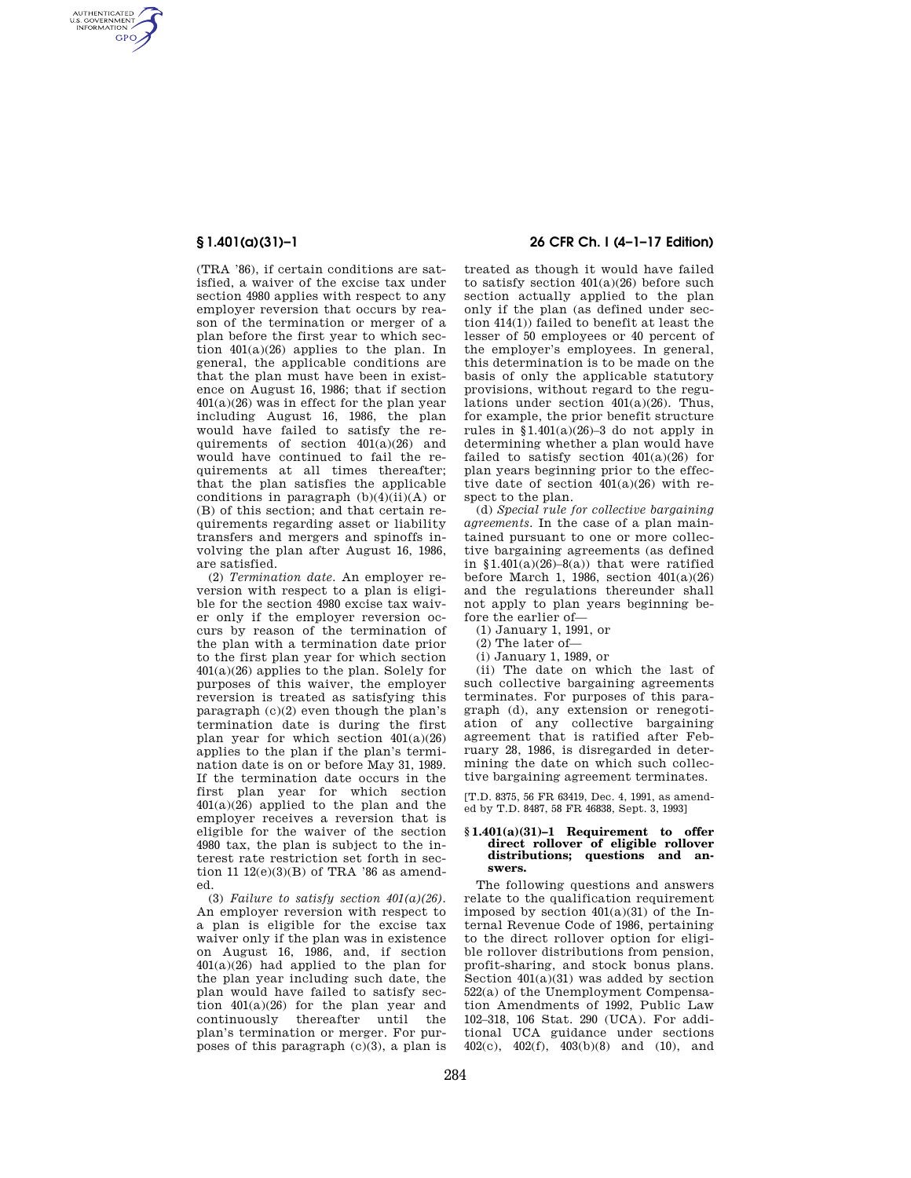(TRA '86), if certain conditions are satisfied, a waiver of the excise tax under section 4980 applies with respect to any employer reversion that occurs by reason of the termination or merger of a plan before the first year to which section 401(a)(26) applies to the plan. In general, the applicable conditions are that the plan must have been in existence on August 16, 1986; that if section 401(a)(26) was in effect for the plan year including August 16, 1986, the plan would have failed to satisfy the requirements of section 401(a)(26) and would have continued to fail the requirements at all times thereafter; that the plan satisfies the applicable conditions in paragraph (b)(4)(ii)(A) or (B) of this section; and that certain requirements regarding asset or liability transfers and mergers and spinoffs involving the plan after August 16, 1986, are satisfied.

(2) *Termination date.* An employer reversion with respect to a plan is eligible for the section 4980 excise tax waiver only if the employer reversion occurs by reason of the termination of the plan with a termination date prior to the first plan year for which section 401(a)(26) applies to the plan. Solely for purposes of this waiver, the employer reversion is treated as satisfying this paragraph (c)(2) even though the plan's termination date is during the first plan year for which section 401(a)(26) applies to the plan if the plan's termination date is on or before May 31, 1989. If the termination date occurs in the first plan year for which section 401(a)(26) applied to the plan and the employer receives a reversion that is eligible for the waiver of the section 4980 tax, the plan is subject to the interest rate restriction set forth in section 11 12(e)(3)(B) of TRA '86 as amended.

(3) *Failure to satisfy section 401(a)(26).* An employer reversion with respect to a plan is eligible for the excise tax waiver only if the plan was in existence on August 16, 1986, and, if section 401(a)(26) had applied to the plan for the plan year including such date, the plan would have failed to satisfy section 401(a)(26) for the plan year and continuously thereafter until the plan's termination or merger. For purposes of this paragraph (c)(3), a plan is treated as though it would have failed to satisfy section 401(a)(26) before such section actually applied to the plan only if the plan (as defined under section 414(l)) failed to benefit at least the lesser of 50 employees or 40 percent of the employer's employees. In general, this determination is to be made on the basis of only the applicable statutory provisions, without regard to the regulations under section 401(a)(26). Thus, for example, the prior benefit structure rules in §1.401(a)(26)–3 do not apply in determining whether a plan would have failed to satisfy section 401(a)(26) for plan years beginning prior to the effective date of section 401(a)(26) with respect to the plan.

(d) *Special rule for collective bargaining agreements.* In the case of a plan maintained pursuant to one or more collective bargaining agreements (as defined in §1.401(a)(26)–8(a)) that were ratified before March 1, 1986, section 401(a)(26) and the regulations thereunder shall not apply to plan years beginning before the earlier of—

(1) January 1, 1991, or

(2) The later of—

(i) January 1, 1989, or

(ii) The date on which the last of such collective bargaining agreements terminates. For purposes of this paragraph (d), any extension or renegotiation of any collective bargaining agreement that is ratified after February 28, 1986, is disregarded in determining the date on which such collective bargaining agreement terminates.

[T.D. 8375, 56 FR 63419, Dec. 4, 1991, as amended by T.D. 8487, 58 FR 46838, Sept. 3, 1993]

### §1.401(a)(31)–1 Requirement to offer direct rollover of eligible rollover distributions; questions and answers.

The following questions and answers relate to the qualification requirement imposed by section 401(a)(31) of the Internal Revenue Code of 1986, pertaining to the direct rollover option for eligible rollover distributions from pension, profit-sharing, and stock bonus plans. Section 401(a)(31) was added by section 522(a) of the Unemployment Compensation Amendments of 1992, Public Law 102–318, 106 Stat. 290 (UCA). For additional UCA guidance under sections 402(c), 402(f), 403(b)(8) and (10), and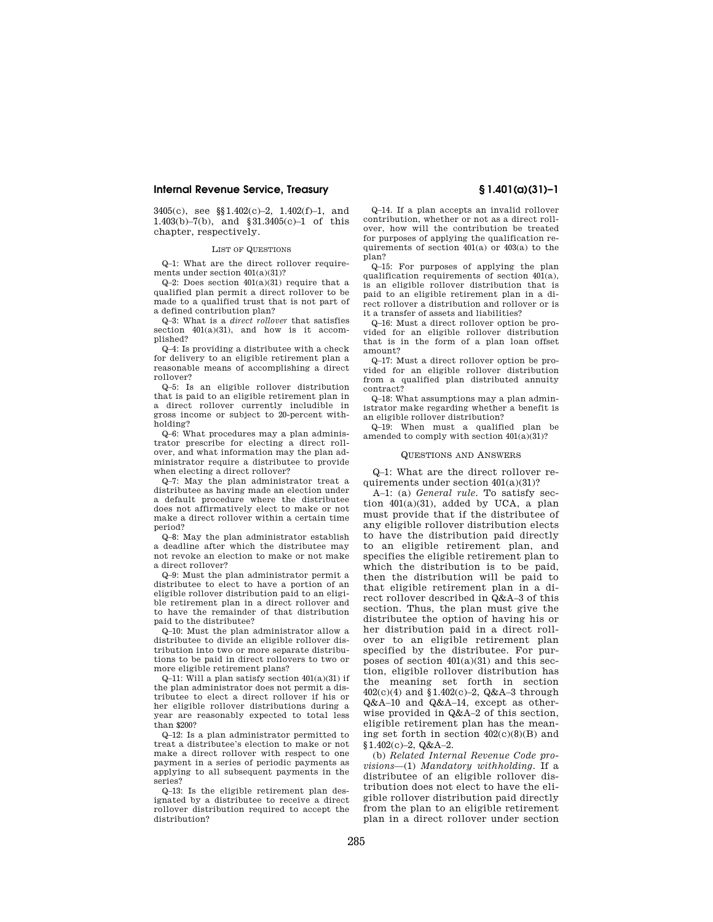3405(c), see §§1.402(c)–2, 1.402(f)–1, and 1.403(b)–7(b), and §31.3405(c)–1 of this chapter, respectively.

LIST OF QUESTIONS

Q–1: What are the direct rollover requirements under section 401(a)(31)?

Q–2: Does section 401(a)(31) require that a qualified plan permit a direct rollover to be made to a qualified trust that is not part of a defined contribution plan?

Q–3: What is a *direct rollover* that satisfies section 401(a)(31), and how is it accomplished?

Q–4: Is providing a distributee with a check for delivery to an eligible retirement plan a reasonable means of accomplishing a direct rollover?

Q–5: Is an eligible rollover distribution that is paid to an eligible retirement plan in a direct rollover currently includible in gross income or subject to 20-percent withholding?

Q–6: What procedures may a plan administrator prescribe for electing a direct rollover, and what information may the plan administrator require a distributee to provide when electing a direct rollover?

Q–7: May the plan administrator treat a distributee as having made an election under a default procedure where the distributee does not affirmatively elect to make or not make a direct rollover within a certain time period?

Q–8: May the plan administrator establish a deadline after which the distributee may not revoke an election to make or not make a direct rollover?

Q–9: Must the plan administrator permit a distributee to elect to have a portion of an eligible rollover distribution paid to an eligible retirement plan in a direct rollover and to have the remainder of that distribution paid to the distributee?

Q–10: Must the plan administrator allow a distributee to divide an eligible rollover distribution into two or more separate distributions to be paid in direct rollovers to two or more eligible retirement plans?

Q–11: Will a plan satisfy section 401(a)(31) if the plan administrator does not permit a distributee to elect a direct rollover if his or her eligible rollover distributions during a year are reasonably expected to total less than $200?

Q–12: Is a plan administrator permitted to treat a distributee's election to make or not make a direct rollover with respect to one payment in a series of periodic payments as applying to all subsequent payments in the series?

Q–13: Is the eligible retirement plan designated by a distributee to receive a direct rollover distribution required to accept the distribution?

Q–14. If a plan accepts an invalid rollover contribution, whether or not as a direct rollover, how will the contribution be treated for purposes of applying the qualification requirements of section 401(a) or 403(a) to the plan?

Q–15: For purposes of applying the plan qualification requirements of section 401(a), is an eligible rollover distribution that is paid to an eligible retirement plan in a direct rollover a distribution and rollover or is it a transfer of assets and liabilities?

Q–16: Must a direct rollover option be provided for an eligible rollover distribution that is in the form of a plan loan offset amount?

Q–17: Must a direct rollover option be provided for an eligible rollover distribution from a qualified plan distributed annuity contract?

Q–18: What assumptions may a plan administrator make regarding whether a benefit is an eligible rollover distribution?

Q–19: When must a qualified plan be amended to comply with section 401(a)(31)?

QUESTIONS AND ANSWERS

Q–1: What are the direct rollover requirements under section 401(a)(31)?

A–1: (a) *General rule.* To satisfy section 401(a)(31), added by UCA, a plan must provide that if the distributee of any eligible rollover distribution elects to have the distribution paid directly to an eligible retirement plan, and specifies the eligible retirement plan to which the distribution is to be paid, then the distribution will be paid to that eligible retirement plan in a direct rollover described in Q&A–3 of this section. Thus, the plan must give the distributee the option of having his or her distribution paid in a direct rollover to an eligible retirement plan specified by the distributee. For purposes of section 401(a)(31) and this section, eligible rollover distribution has the meaning set forth in section 402(c)(4) and §1.402(c)–2, Q&A–3 through Q&A–10 and Q&A–14, except as otherwise provided in Q&A–2 of this section, eligible retirement plan has the meaning set forth in section 402(c)(8)(B) and §1.402(c)–2, Q&A–2.

(b) *Related Internal Revenue Code provisions*—(1) *Mandatory withholding.* If a distributee of an eligible rollover distribution does not elect to have the eligible rollover distribution paid directly from the plan to an eligible retirement plan in a direct rollover under section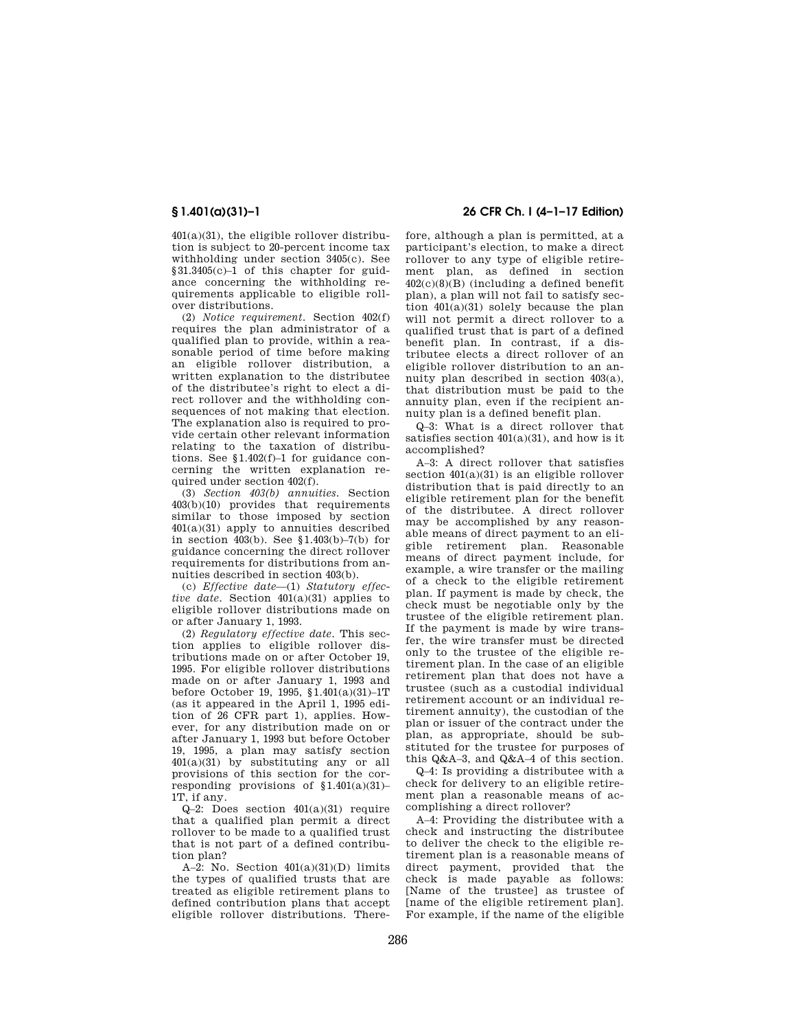401(a)(31), the eligible rollover distribution is subject to 20-percent income tax withholding under section 3405(c). See §31.3405(c)–1 of this chapter for guidance concerning the withholding requirements applicable to eligible rollover distributions.

(2) *Notice requirement.* Section 402(f) requires the plan administrator of a qualified plan to provide, within a reasonable period of time before making an eligible rollover distribution, a written explanation to the distributee of the distributee's right to elect a direct rollover and the withholding consequences of not making that election. The explanation also is required to provide certain other relevant information relating to the taxation of distributions. See §1.402(f)–1 for guidance concerning the written explanation required under section 402(f).

(3) *Section 403(b) annuities.* Section 403(b)(10) provides that requirements similar to those imposed by section 401(a)(31) apply to annuities described in section 403(b). See §1.403(b)–7(b) for guidance concerning the direct rollover requirements for distributions from annuities described in section 403(b).

(c) *Effective date*—(1) *Statutory effective date.* Section 401(a)(31) applies to eligible rollover distributions made on or after January 1, 1993.

(2) *Regulatory effective date.* This section applies to eligible rollover distributions made on or after October 19, 1995. For eligible rollover distributions made on or after January 1, 1993 and before October 19, 1995, §1.401(a)(31)–1T (as it appeared in the April 1, 1995 edition of 26 CFR part 1), applies. However, for any distribution made on or after January 1, 1993 but before October 19, 1995, a plan may satisfy section 401(a)(31) by substituting any or all provisions of this section for the corresponding provisions of §1.401(a)(31)–1T, if any.

Q–2: Does section 401(a)(31) require that a qualified plan permit a direct rollover to be made to a qualified trust that is not part of a defined contribution plan?

A–2: No. Section 401(a)(31)(D) limits the types of qualified trusts that are treated as eligible retirement plans to defined contribution plans that accept eligible rollover distributions. Therefore, although a plan is permitted, at a participant's election, to make a direct rollover to any type of eligible retirement plan, as defined in section 402(c)(8)(B) (including a defined benefit plan), a plan will not fail to satisfy section 401(a)(31) solely because the plan will not permit a direct rollover to a qualified trust that is part of a defined benefit plan. In contrast, if a distributee elects a direct rollover of an eligible rollover distribution to an annuity plan described in section 403(a), that distribution must be paid to the annuity plan, even if the recipient annuity plan is a defined benefit plan.

Q–3: What is a direct rollover that satisfies section 401(a)(31), and how is it accomplished?

A–3: A direct rollover that satisfies section 401(a)(31) is an eligible rollover distribution that is paid directly to an eligible retirement plan for the benefit of the distributee. A direct rollover may be accomplished by any reasonable means of direct payment to an eligible retirement plan. Reasonable means of direct payment include, for example, a wire transfer or the mailing of a check to the eligible retirement plan. If payment is made by check, the check must be negotiable only by the trustee of the eligible retirement plan. If the payment is made by wire transfer, the wire transfer must be directed only to the trustee of the eligible retirement plan. In the case of an eligible retirement plan that does not have a trustee (such as a custodial individual retirement account or an individual retirement annuity), the custodian of the plan or issuer of the contract under the plan, as appropriate, should be substituted for the trustee for purposes of this Q&A–3, and Q&A–4 of this section.

Q–4: Is providing a distributee with a check for delivery to an eligible retirement plan a reasonable means of accomplishing a direct rollover?

A–4: Providing the distributee with a check and instructing the distributee to deliver the check to the eligible retirement plan is a reasonable means of direct payment, provided that the check is made payable as follows: [Name of the trustee] as trustee of [name of the eligible retirement plan]. For example, if the name of the eligible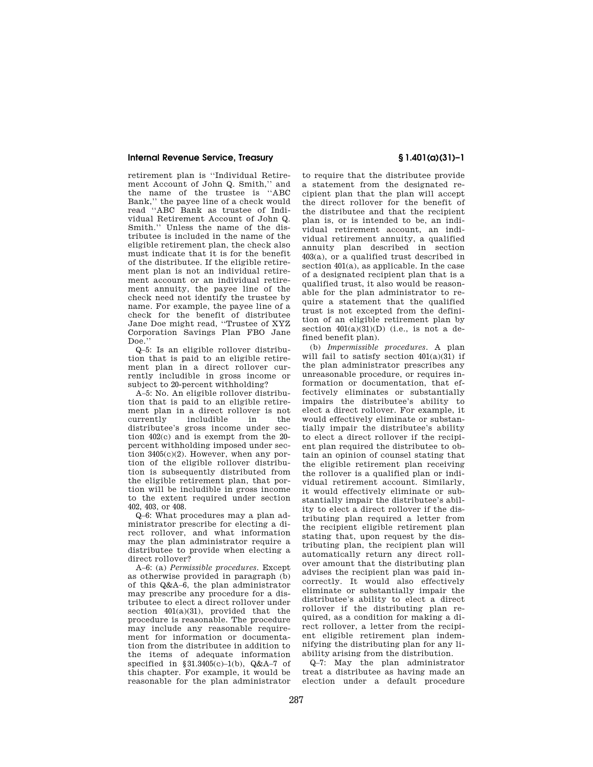retirement plan is ''Individual Retirement Account of John Q. Smith,'' and the name of the trustee is ''ABC Bank,'' the payee line of a check would read ''ABC Bank as trustee of Individual Retirement Account of John Q. Smith.'' Unless the name of the distributee is included in the name of the eligible retirement plan, the check also must indicate that it is for the benefit of the distributee. If the eligible retirement plan is not an individual retirement account or an individual retirement annuity, the payee line of the check need not identify the trustee by name. For example, the payee line of a check for the benefit of distributee Jane Doe might read, ''Trustee of XYZ Corporation Savings Plan FBO Jane Doe.''

Q–5: Is an eligible rollover distribution that is paid to an eligible retirement plan in a direct rollover currently includible in gross income or subject to 20-percent withholding?

A–5: No. An eligible rollover distribution that is paid to an eligible retirement plan in a direct rollover is not currently includible in the distributee's gross income under section 402(c) and is exempt from the 20-percent withholding imposed under section 3405(c)(2). However, when any portion of the eligible rollover distribution is subsequently distributed from the eligible retirement plan, that portion will be includible in gross income to the extent required under section 402, 403, or 408.

Q–6: What procedures may a plan administrator prescribe for electing a direct rollover, and what information may the plan administrator require a distributee to provide when electing a direct rollover?

A–6: (a) *Permissible procedures.* Except as otherwise provided in paragraph (b) of this Q&A–6, the plan administrator may prescribe any procedure for a distributee to elect a direct rollover under section 401(a)(31), provided that the procedure is reasonable. The procedure may include any reasonable requirement for information or documentation from the distributee in addition to the items of adequate information specified in §31.3405(c)–1(b), Q&A–7 of this chapter. For example, it would be reasonable for the plan administrator to require that the distributee provide a statement from the designated recipient plan that the plan will accept the direct rollover for the benefit of the distributee and that the recipient plan is, or is intended to be, an individual retirement account, an individual retirement annuity, a qualified annuity plan described in section 403(a), or a qualified trust described in section 401(a), as applicable. In the case of a designated recipient plan that is a qualified trust, it also would be reasonable for the plan administrator to require a statement that the qualified trust is not excepted from the definition of an eligible retirement plan by section 401(a)(31)(D) (i.e., is not a defined benefit plan).

(b) *Impermissible procedures.* A plan will fail to satisfy section 401(a)(31) if the plan administrator prescribes any unreasonable procedure, or requires information or documentation, that effectively eliminates or substantially impairs the distributee's ability to elect a direct rollover. For example, it would effectively eliminate or substantially impair the distributee's ability to elect a direct rollover if the recipient plan required the distributee to obtain an opinion of counsel stating that the eligible retirement plan receiving the rollover is a qualified plan or individual retirement account. Similarly, it would effectively eliminate or substantially impair the distributee's ability to elect a direct rollover if the distributing plan required a letter from the recipient eligible retirement plan stating that, upon request by the distributing plan, the recipient plan will automatically return any direct rollover amount that the distributing plan advises the recipient plan was paid incorrectly. It would also effectively eliminate or substantially impair the distributee's ability to elect a direct rollover if the distributing plan required, as a condition for making a direct rollover, a letter from the recipient eligible retirement plan indemnifying the distributing plan for any liability arising from the distribution.

Q–7: May the plan administrator treat a distributee as having made an election under a default procedure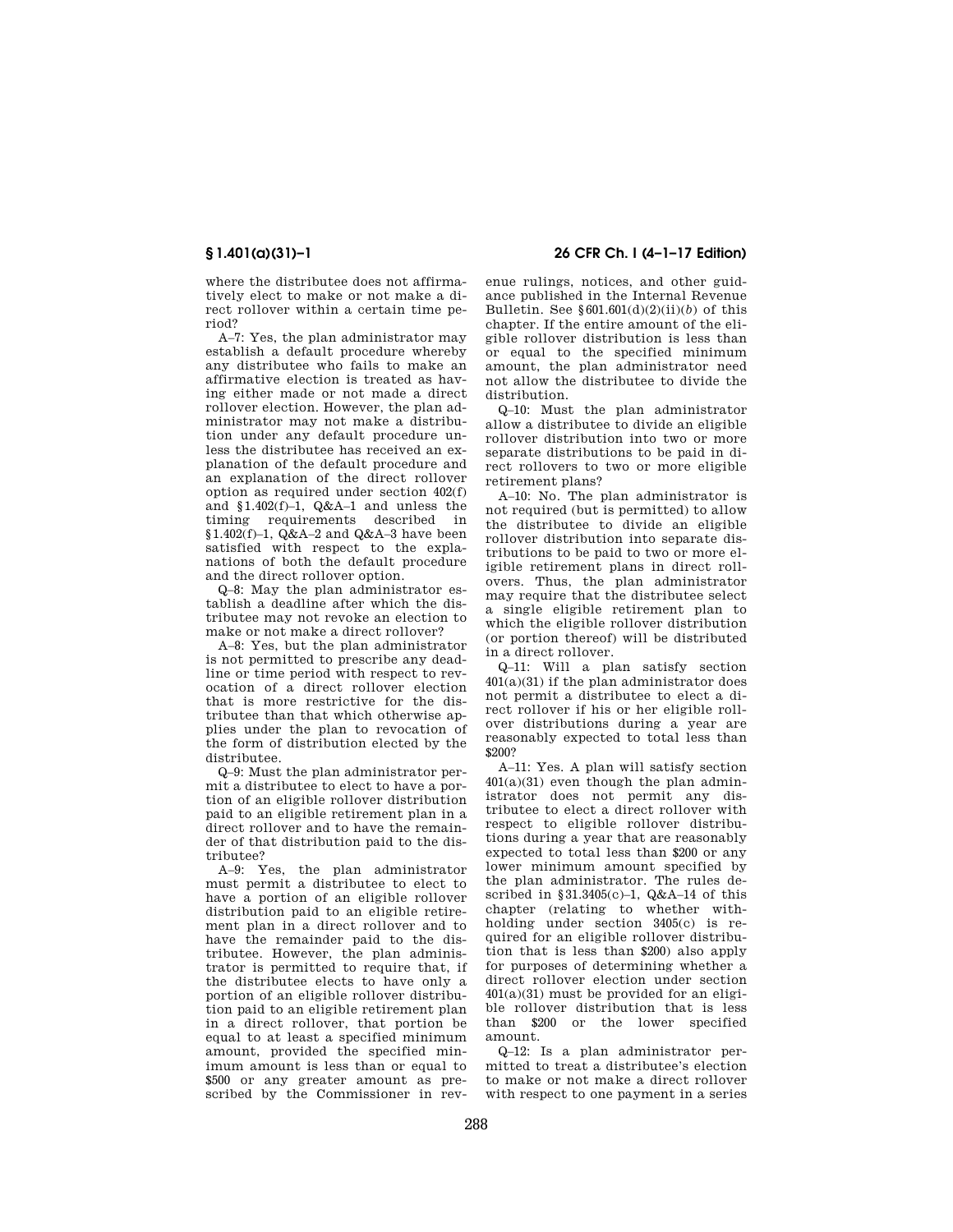where the distributee does not affirmatively elect to make or not make a direct rollover within a certain time period?

A–7: Yes, the plan administrator may establish a default procedure whereby any distributee who fails to make an affirmative election is treated as having either made or not made a direct rollover election. However, the plan administrator may not make a distribution under any default procedure unless the distributee has received an explanation of the default procedure and an explanation of the direct rollover option as required under section 402(f) and §1.402(f)–1, Q&A–1 and unless the timing requirements described in §1.402(f)–1, Q&A–2 and Q&A–3 have been satisfied with respect to the explanations of both the default procedure and the direct rollover option.

Q–8: May the plan administrator establish a deadline after which the distributee may not revoke an election to make or not make a direct rollover?

A–8: Yes, but the plan administrator is not permitted to prescribe any deadline or time period with respect to revocation of a direct rollover election that is more restrictive for the distributee than that which otherwise applies under the plan to revocation of the form of distribution elected by the distributee.

Q–9: Must the plan administrator permit a distributee to elect to have a portion of an eligible rollover distribution paid to an eligible retirement plan in a direct rollover and to have the remainder of that distribution paid to the distributee?

A–9: Yes, the plan administrator must permit a distributee to elect to have a portion of an eligible rollover distribution paid to an eligible retirement plan in a direct rollover and to have the remainder paid to the distributee. However, the plan administrator is permitted to require that, if the distributee elects to have only a portion of an eligible rollover distribution paid to an eligible retirement plan in a direct rollover, that portion be equal to at least a specified minimum amount, provided the specified minimum amount is less than or equal to $500 or any greater amount as prescribed by the Commissioner in revenue rulings, notices, and other guidance published in the Internal Revenue Bulletin. See §601.601(d)(2)(ii)(*b*) of this chapter. If the entire amount of the eligible rollover distribution is less than or equal to the specified minimum amount, the plan administrator need not allow the distributee to divide the distribution.

Q–10: Must the plan administrator allow a distributee to divide an eligible rollover distribution into two or more separate distributions to be paid in direct rollovers to two or more eligible retirement plans?

A–10: No. The plan administrator is not required (but is permitted) to allow the distributee to divide an eligible rollover distribution into separate distributions to be paid to two or more eligible retirement plans in direct rollovers. Thus, the plan administrator may require that the distributee select a single eligible retirement plan to which the eligible rollover distribution (or portion thereof) will be distributed in a direct rollover.

Q–11: Will a plan satisfy section 401(a)(31) if the plan administrator does not permit a distributee to elect a direct rollover if his or her eligible rollover distributions during a year are reasonably expected to total less than $200?

A–11: Yes. A plan will satisfy section 401(a)(31) even though the plan administrator does not permit any distributee to elect a direct rollover with respect to eligible rollover distributions during a year that are reasonably expected to total less than $200 or any lower minimum amount specified by the plan administrator. The rules described in §31.3405(c)–1, Q&A–14 of this chapter (relating to whether withholding under section 3405(c) is required for an eligible rollover distribution that is less than $200) also apply for purposes of determining whether a direct rollover election under section 401(a)(31) must be provided for an eligible rollover distribution that is less than $200 or the lower specified amount.

Q–12: Is a plan administrator permitted to treat a distributee's election to make or not make a direct rollover with respect to one payment in a series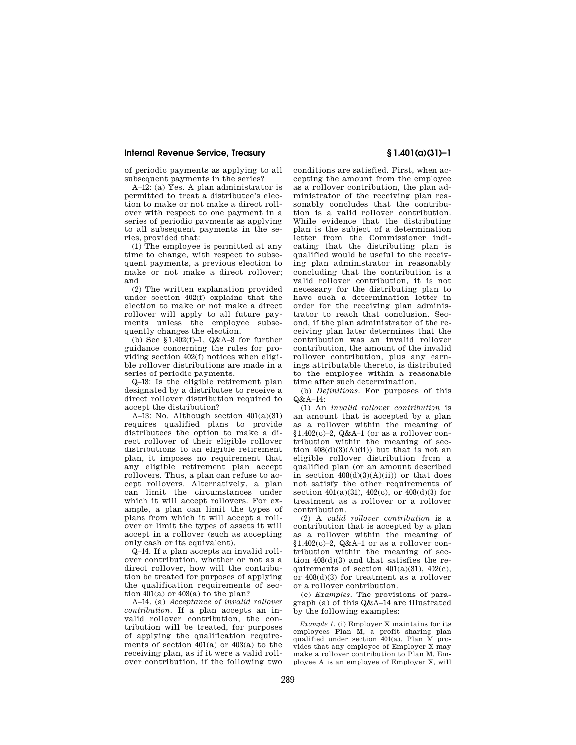of periodic payments as applying to all subsequent payments in the series?

A–12: (a) Yes. A plan administrator is permitted to treat a distributee's election to make or not make a direct rollover with respect to one payment in a series of periodic payments as applying to all subsequent payments in the series, provided that:

(1) The employee is permitted at any time to change, with respect to subsequent payments, a previous election to make or not make a direct rollover; and

(2) The written explanation provided under section 402(f) explains that the election to make or not make a direct rollover will apply to all future payments unless the employee subsequently changes the election.

(b) See §1.402(f)–1, Q&A–3 for further guidance concerning the rules for providing section 402(f) notices when eligible rollover distributions are made in a series of periodic payments.

Q–13: Is the eligible retirement plan designated by a distributee to receive a direct rollover distribution required to accept the distribution?

A–13: No. Although section 401(a)(31) requires qualified plans to provide distributees the option to make a direct rollover of their eligible rollover distributions to an eligible retirement plan, it imposes no requirement that any eligible retirement plan accept rollovers. Thus, a plan can refuse to accept rollovers. Alternatively, a plan can limit the circumstances under which it will accept rollovers. For example, a plan can limit the types of plans from which it will accept a rollover or limit the types of assets it will accept in a rollover (such as accepting only cash or its equivalent).

Q–14. If a plan accepts an invalid rollover contribution, whether or not as a direct rollover, how will the contribution be treated for purposes of applying the qualification requirements of section 401(a) or 403(a) to the plan?

A–14. (a) *Acceptance of invalid rollover contribution.* If a plan accepts an invalid rollover contribution, the contribution will be treated, for purposes of applying the qualification requirements of section 401(a) or 403(a) to the receiving plan, as if it were a valid rollover contribution, if the following two conditions are satisfied. First, when accepting the amount from the employee as a rollover contribution, the plan administrator of the receiving plan reasonably concludes that the contribution is a valid rollover contribution. While evidence that the distributing plan is the subject of a determination letter from the Commissioner indicating that the distributing plan is qualified would be useful to the receiving plan administrator in reasonably concluding that the contribution is a valid rollover contribution, it is not necessary for the distributing plan to have such a determination letter in order for the receiving plan administrator to reach that conclusion. Second, if the plan administrator of the receiving plan later determines that the contribution was an invalid rollover contribution, the amount of the invalid rollover contribution, plus any earnings attributable thereto, is distributed to the employee within a reasonable time after such determination.

(b) *Definitions.* For purposes of this Q&A–14:

(1) An *invalid rollover contribution* is an amount that is accepted by a plan as a rollover within the meaning of §1.402(c)–2, Q&A–1 (or as a rollover contribution within the meaning of section 408(d)(3)(A)(ii)) but that is not an eligible rollover distribution from a qualified plan (or an amount described in section 408(d)(3)(A)(ii)) or that does not satisfy the other requirements of section 401(a)(31), 402(c), or 408(d)(3) for treatment as a rollover or a rollover contribution.

(2) A *valid rollover contribution* is a contribution that is accepted by a plan as a rollover within the meaning of §1.402(c)–2, Q&A–1 or as a rollover contribution within the meaning of section 408(d)(3) and that satisfies the requirements of section 401(a)(31), 402(c), or 408(d)(3) for treatment as a rollover or a rollover contribution.

(c) *Examples.* The provisions of paragraph (a) of this Q&A–14 are illustrated by the following examples:

*Example 1.* (i) Employer X maintains for its employees Plan M, a profit sharing plan qualified under section 401(a). Plan M provides that any employee of Employer X may make a rollover contribution to Plan M. Employee A is an employee of Employer X, will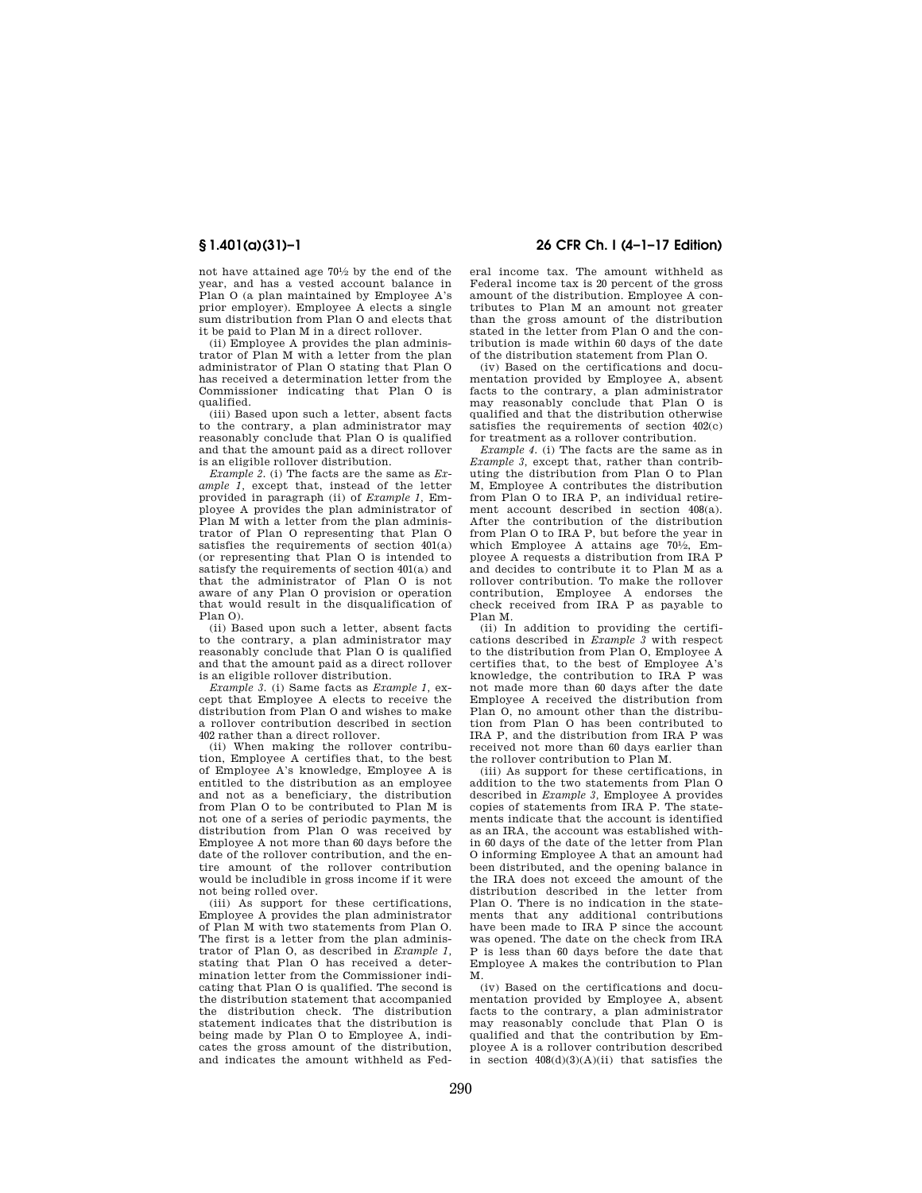not have attained age 70½ by the end of the year, and has a vested account balance in Plan O (a plan maintained by Employee A's prior employer). Employee A elects a single sum distribution from Plan O and elects that it be paid to Plan M in a direct rollover.

(ii) Employee A provides the plan administrator of Plan M with a letter from the plan administrator of Plan O stating that Plan O has received a determination letter from the Commissioner indicating that Plan O is qualified.

(iii) Based upon such a letter, absent facts to the contrary, a plan administrator may reasonably conclude that Plan O is qualified and that the amount paid as a direct rollover is an eligible rollover distribution.

*Example 2.* (i) The facts are the same as *Example 1*, except that, instead of the letter provided in paragraph (ii) of *Example 1*, Employee A provides the plan administrator of Plan M with a letter from the plan administrator of Plan O representing that Plan O satisfies the requirements of section 401(a) (or representing that Plan O is intended to satisfy the requirements of section 401(a) and that the administrator of Plan O is not aware of any Plan O provision or operation that would result in the disqualification of Plan O).

(ii) Based upon such a letter, absent facts to the contrary, a plan administrator may reasonably conclude that Plan O is qualified and that the amount paid as a direct rollover is an eligible rollover distribution.

*Example 3.* (i) Same facts as *Example 1*, except that Employee A elects to receive the distribution from Plan O and wishes to make a rollover contribution described in section 402 rather than a direct rollover.

(ii) When making the rollover contribution, Employee A certifies that, to the best of Employee A's knowledge, Employee A is entitled to the distribution as an employee and not as a beneficiary, the distribution from Plan O to be contributed to Plan M is not one of a series of periodic payments, the distribution from Plan O was received by Employee A not more than 60 days before the date of the rollover contribution, and the entire amount of the rollover contribution would be includible in gross income if it were not being rolled over.

(iii) As support for these certifications, Employee A provides the plan administrator of Plan M with two statements from Plan O. The first is a letter from the plan administrator of Plan O, as described in *Example 1*, stating that Plan O has received a determination letter from the Commissioner indicating that Plan O is qualified. The second is the distribution statement that accompanied the distribution check. The distribution statement indicates that the distribution is being made by Plan O to Employee A, indicates the gross amount of the distribution, and indicates the amount withheld as Federal income tax. The amount withheld as Federal income tax is 20 percent of the gross amount of the distribution. Employee A contributes to Plan M an amount not greater than the gross amount of the distribution stated in the letter from Plan O and the contribution is made within 60 days of the date of the distribution statement from Plan O.

(iv) Based on the certifications and documentation provided by Employee A, absent facts to the contrary, a plan administrator may reasonably conclude that Plan O is qualified and that the distribution otherwise satisfies the requirements of section 402(c) for treatment as a rollover contribution.

*Example 4.* (i) The facts are the same as in *Example 3*, except that, rather than contributing the distribution from Plan O to Plan M, Employee A contributes the distribution from Plan O to IRA P, an individual retirement account described in section 408(a). After the contribution of the distribution from Plan O to IRA P, but before the year in which Employee A attains age 70½, Employee A requests a distribution from IRA P and decides to contribute it to Plan M as a rollover contribution. To make the rollover contribution, Employee A endorses the check received from IRA P as payable to Plan M.

(ii) In addition to providing the certifications described in *Example 3* with respect to the distribution from Plan O, Employee A certifies that, to the best of Employee A's knowledge, the contribution to IRA P was not made more than 60 days after the date Employee A received the distribution from Plan O, no amount other than the distribution from Plan O has been contributed to IRA P, and the distribution from IRA P was received not more than 60 days earlier than the rollover contribution to Plan M.

(iii) As support for these certifications, in addition to the two statements from Plan O described in *Example 3*, Employee A provides copies of statements from IRA P. The statements indicate that the account is identified as an IRA, the account was established within 60 days of the date of the letter from Plan O informing Employee A that an amount had been distributed, and the opening balance in the IRA does not exceed the amount of the distribution described in the letter from Plan O. There is no indication in the statements that any additional contributions have been made to IRA P since the account was opened. The date on the check from IRA P is less than 60 days before the date that Employee A makes the contribution to Plan M.

(iv) Based on the certifications and documentation provided by Employee A, absent facts to the contrary, a plan administrator may reasonably conclude that Plan O is qualified and that the contribution by Employee A is a rollover contribution described in section 408(d)(3)(A)(ii) that satisfies the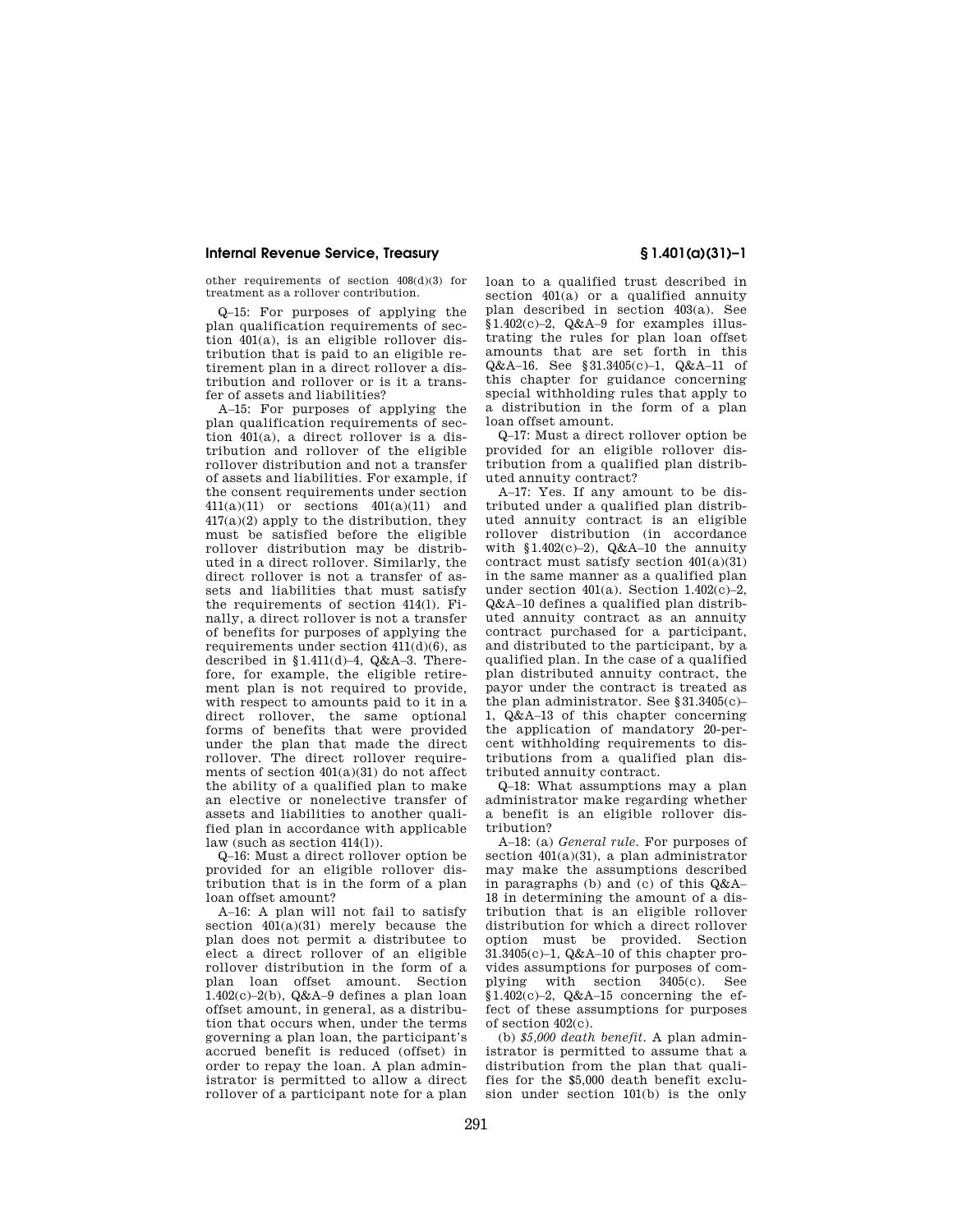other requirements of section 408(d)(3) for treatment as a rollover contribution.

Q–15: For purposes of applying the plan qualification requirements of section 401(a), is an eligible rollover distribution that is paid to an eligible retirement plan in a direct rollover a distribution and rollover or is it a transfer of assets and liabilities?

A–15: For purposes of applying the plan qualification requirements of section 401(a), a direct rollover is a distribution and rollover of the eligible rollover distribution and not a transfer of assets and liabilities. For example, if the consent requirements under section 411(a)(11) or sections 401(a)(11) and 417(a)(2) apply to the distribution, they must be satisfied before the eligible rollover distribution may be distributed in a direct rollover. Similarly, the direct rollover is not a transfer of assets and liabilities that must satisfy the requirements of section 414(l). Finally, a direct rollover is not a transfer of benefits for purposes of applying the requirements under section 411(d)(6), as described in §1.411(d)–4, Q&A–3. Therefore, for example, the eligible retirement plan is not required to provide, with respect to amounts paid to it in a direct rollover, the same optional forms of benefits that were provided under the plan that made the direct rollover. The direct rollover requirements of section 401(a)(31) do not affect the ability of a qualified plan to make an elective or nonelective transfer of assets and liabilities to another qualified plan in accordance with applicable law (such as section 414(l)).

Q–16: Must a direct rollover option be provided for an eligible rollover distribution that is in the form of a plan loan offset amount?

A–16: A plan will not fail to satisfy section 401(a)(31) merely because the plan does not permit a distributee to elect a direct rollover of an eligible rollover distribution in the form of a plan loan offset amount. Section 1.402(c)–2(b), Q&A–9 defines a plan loan offset amount, in general, as a distribution that occurs when, under the terms governing a plan loan, the participant's accrued benefit is reduced (offset) in order to repay the loan. A plan administrator is permitted to allow a direct rollover of a participant note for a plan loan to a qualified trust described in section 401(a) or a qualified annuity plan described in section 403(a). See §1.402(c)–2, Q&A–9 for examples illustrating the rules for plan loan offset amounts that are set forth in this Q&A–16. See §31.3405(c)–1, Q&A–11 of this chapter for guidance concerning special withholding rules that apply to a distribution in the form of a plan loan offset amount.

Q–17: Must a direct rollover option be provided for an eligible rollover distribution from a qualified plan distributed annuity contract?

A–17: Yes. If any amount to be distributed under a qualified plan distributed annuity contract is an eligible rollover distribution (in accordance with §1.402(c)–2), Q&A–10 the annuity contract must satisfy section 401(a)(31) in the same manner as a qualified plan under section 401(a). Section 1.402(c)–2, Q&A–10 defines a qualified plan distributed annuity contract as an annuity contract purchased for a participant, and distributed to the participant, by a qualified plan. In the case of a qualified plan distributed annuity contract, the payor under the contract is treated as the plan administrator. See §31.3405(c)–1, Q&A–13 of this chapter concerning the application of mandatory 20-percent withholding requirements to distributions from a qualified plan distributed annuity contract.

Q–18: What assumptions may a plan administrator make regarding whether a benefit is an eligible rollover distribution?

A–18: (a) *General rule.* For purposes of section 401(a)(31), a plan administrator may make the assumptions described in paragraphs (b) and (c) of this Q&A–18 in determining the amount of a distribution that is an eligible rollover distribution for which a direct rollover option must be provided. Section 31.3405(c)–1, Q&A–10 of this chapter provides assumptions for purposes of complying with section 3405(c). See §1.402(c)–2, Q&A–15 concerning the effect of these assumptions for purposes of section 402(c).

(b) *$5,000 death benefit.* A plan administrator is permitted to assume that a distribution from the plan that qualifies for the $5,000 death benefit exclusion under section 101(b) is the only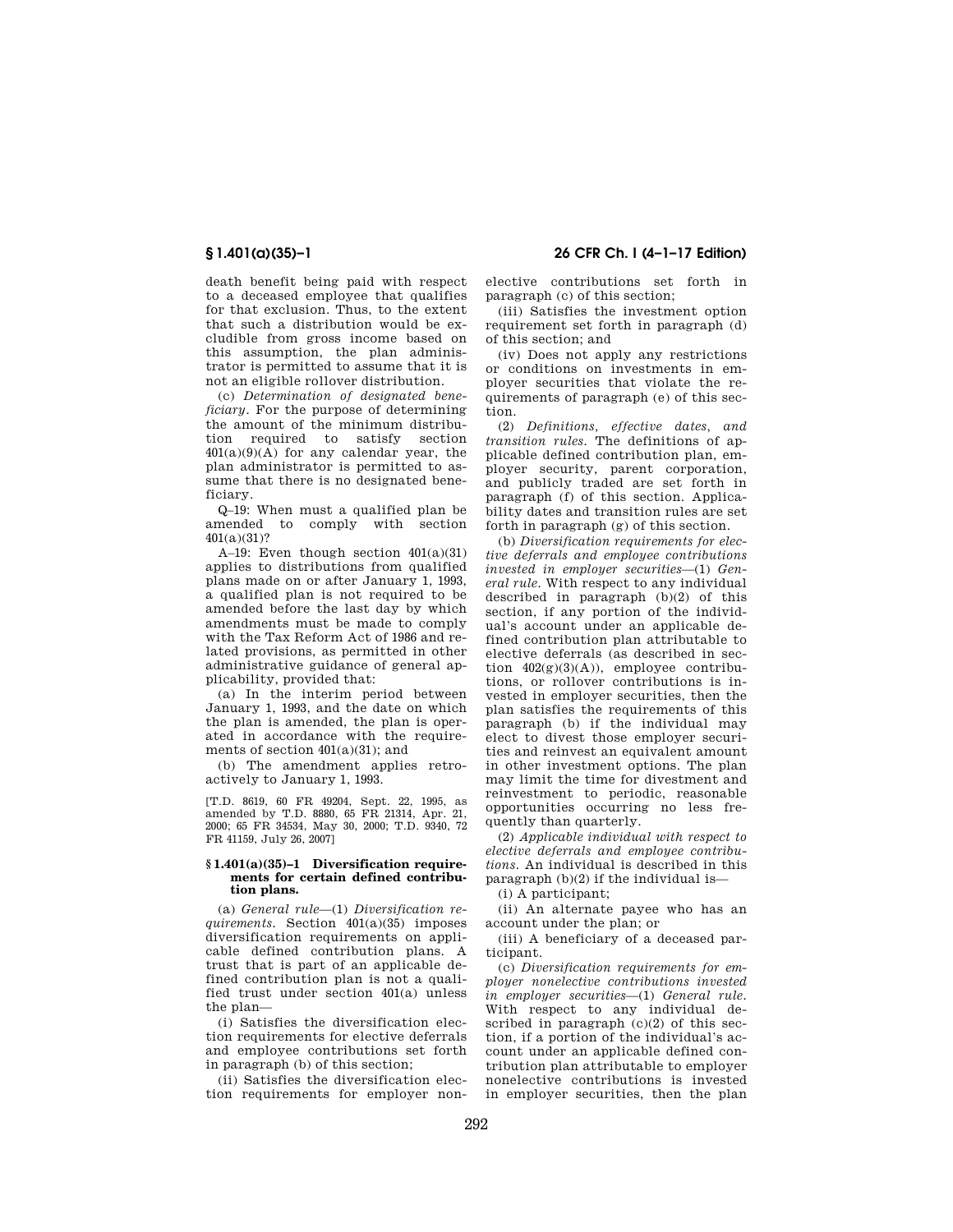death benefit being paid with respect to a deceased employee that qualifies for that exclusion. Thus, to the extent that such a distribution would be excludible from gross income based on this assumption, the plan administrator is permitted to assume that it is not an eligible rollover distribution.

(c) *Determination of designated beneficiary*. For the purpose of determining the amount of the minimum distribution required to satisfy section 401(a)(9)(A) for any calendar year, the plan administrator is permitted to assume that there is no designated beneficiary.

Q–19: When must a qualified plan be amended to comply with section 401(a)(31)?

A–19: Even though section 401(a)(31) applies to distributions from qualified plans made on or after January 1, 1993, a qualified plan is not required to be amended before the last day by which amendments must be made to comply with the Tax Reform Act of 1986 and related provisions, as permitted in other administrative guidance of general applicability, provided that:

(a) In the interim period between January 1, 1993, and the date on which the plan is amended, the plan is operated in accordance with the requirements of section 401(a)(31); and

(b) The amendment applies retroactively to January 1, 1993.

[T.D. 8619, 60 FR 49204, Sept. 22, 1995, as amended by T.D. 8880, 65 FR 21314, Apr. 21, 2000; 65 FR 34534, May 30, 2000; T.D. 9340, 72 FR 41159, July 26, 2007]

### § 1.401(a)(35)–1 Diversification requirements for certain defined contribution plans.

(a) *General rule*—(1) *Diversification requirements*. Section 401(a)(35) imposes diversification requirements on applicable defined contribution plans. A trust that is part of an applicable defined contribution plan is not a qualified trust under section 401(a) unless the plan—

(i) Satisfies the diversification election requirements for elective deferrals and employee contributions set forth in paragraph (b) of this section;

(ii) Satisfies the diversification election requirements for employer nonelective contributions set forth in paragraph (c) of this section;

(iii) Satisfies the investment option requirement set forth in paragraph (d) of this section; and

(iv) Does not apply any restrictions or conditions on investments in employer securities that violate the requirements of paragraph (e) of this section.

(2) *Definitions, effective dates, and transition rules*. The definitions of applicable defined contribution plan, employer security, parent corporation, and publicly traded are set forth in paragraph (f) of this section. Applicability dates and transition rules are set forth in paragraph (g) of this section.

(b) *Diversification requirements for elective deferrals and employee contributions invested in employer securities*—(1) *General rule*. With respect to any individual described in paragraph (b)(2) of this section, if any portion of the individual's account under an applicable defined contribution plan attributable to elective deferrals (as described in section 402(g)(3)(A)), employee contributions, or rollover contributions is invested in employer securities, then the plan satisfies the requirements of this paragraph (b) if the individual may elect to divest those employer securities and reinvest an equivalent amount in other investment options. The plan may limit the time for divestment and reinvestment to periodic, reasonable opportunities occurring no less frequently than quarterly.

(2) *Applicable individual with respect to elective deferrals and employee contributions*. An individual is described in this paragraph (b)(2) if the individual is—

(i) A participant;

(ii) An alternate payee who has an account under the plan; or

(iii) A beneficiary of a deceased participant.

(c) *Diversification requirements for employer nonelective contributions invested in employer securities*—(1) *General rule*. With respect to any individual described in paragraph (c)(2) of this section, if a portion of the individual's account under an applicable defined contribution plan attributable to employer nonelective contributions is invested in employer securities, then the plan